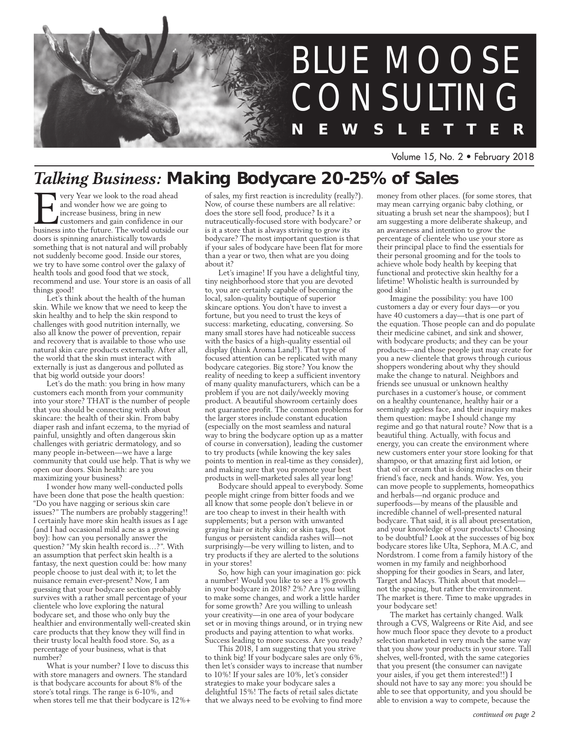# BLUE MOOSE CONSULTING NEWSLETTER

Volume 15, No. 2 • February 2018

## *Talking Business:* Making Bodycare 20-25% of Sales

Every Year we look to the road ahead and wonder how we are going to increase business, bring in new customers and gain confidence in our business into the future. The world outside our doors is spinning anarchistically towards something that is not natural and will probably not suddenly become good. Inside our stores, we try to have some control over the galaxy of health tools and good food that we stock, recommend and use. Your store is an oasis of all things good!

Let's think about the health of the human skin. While we know that we need to keep the skin healthy and to help the skin respond to challenges with good nutrition internally, we also all know the power of prevention, repair and recovery that is available to those who use natural skin care products externally. After all, the world that the skin must interact with externally is just as dangerous and polluted as that big world outside your doors!

Let's do the math: you bring in how many customers each month from your community into your store? THAT is the number of people that you should be connecting with about skincare: the health of their skin. From baby diaper rash and infant eczema, to the myriad of painful, unsightly and often dangerous skin challenges with geriatric dermatology, and so many people in-between—we have a large community that could use help. That is why we open our doors. Skin health: are you maximizing your business?

I wonder how many well-conducted polls have been done that pose the health question: "Do you have nagging or serious skin care issues?" The numbers are probably staggering!! I certainly have more skin health issues as I age (and I had occasional mild acne as a growing boy): how can you personally answer the question? "My skin health record is…?". With an assumption that perfect skin health is a fantasy, the next question could be: how many people choose to just deal with it; to let the nuisance remain ever-present? Now, I am guessing that your bodycare section probably survives with a rather small percentage of your clientele who love exploring the natural bodycare set, and those who only buy the healthier and environmentally well-created skin care products that they know they will find in their trusty local health food store. So, as a percentage of your business, what is that number?

What is your number? I love to discuss this with store managers and owners. The standard is that bodycare accounts for about 8% of the store's total rings. The range is 6-10%, and when stores tell me that their bodycare is 12%+ of sales, my first reaction is incredulity (really?). Now, of course these numbers are all relative: does the store sell food, produce? Is it a nutraceutically-focused store with bodycare? or is it a store that is always striving to grow its bodycare? The most important question is that if your sales of bodycare have been flat for more than a year or two, then what are you doing about it?

Let's imagine! If you have a delightful tiny, tiny neighborhood store that you are devoted to, you are certainly capable of becoming the local, salon-quality boutique of superior skincare options. You don't have to invest a fortune, but you need to trust the keys of success: marketing, educating, conversing. So many small stores have had noticeable success with the basics of a high-quality essential oil display (think Aroma Land!). That type of focused attention can be replicated with many bodycare categories. Big store? You know the reality of needing to keep a sufficient inventory of many quality manufacturers, which can be a problem if you are not daily/weekly moving product. A beautiful showroom certainly does not guarantee profit. The common problems for the larger stores include constant education (especially on the most seamless and natural way to bring the bodycare option up as a matter of course in conversation), leading the customer to try products (while knowing the key sales points to mention in real-time as they consider), and making sure that you promote your best products in well-marketed sales all year long!

Bodycare should appeal to everybody. Some people might cringe from bitter foods and we all know that some people don't believe in or are too cheap to invest in their health with supplements; but a person with unwanted graying hair or itchy skin; or skin tags, foot fungus or persistent candida rashes will—not surprisingly—be very willing to listen, and to try products if they are alerted to the solutions in your stores!

So, how high can your imagination go: pick a number! Would you like to see a 1% growth in your bodycare in 2018? 2%? Are you willing to make some changes, and work a little harder for some growth? Are you willing to unleash your creativity—in one area of your bodycare set or in moving things around, or in trying new products and paying attention to what works. Success leading to more success. Are you ready?

This 2018, I am suggesting that you strive to think big! If your bodycare sales are only 6%, then let's consider ways to increase that number to 10%! If your sales are 10%, let's consider strategies to make your bodycare sales a delightful 15%! The facts of retail sales dictate that we always need to be evolving to find more money from other places. (for some stores, that may mean carrying organic baby clothing, or situating a brush set near the shampoos); but I am suggesting a more deliberate shakeup, and an awareness and intention to grow the percentage of clientele who use your store as their principal place to find the essentials for their personal grooming and for the tools to achieve whole body health by keeping that functional and protective skin healthy for a lifetime! Wholistic health is surrounded by good skin!

Imagine the possibility: you have 100 customers a day or every four days—or you have 40 customers a day—that is one part of the equation. Those people can and do populate their medicine cabinet, and sink and shower, with bodycare products; and they can be your products—and those people just may create for you a new clientele that grows through curious shoppers wondering about why they should make the change to natural. Neighbors and friends see unusual or unknown healthy purchases in a customer's house, or comment on a healthy countenance, healthy hair or a seemingly ageless face, and their inquiry makes them question: maybe I should change my regime and go that natural route? Now that is a beautiful thing. Actually, with focus and energy, you can create the environment where new customers enter your store looking for that shampoo, or that amazing first aid lotion, or that oil or cream that is doing miracles on their friend's face, neck and hands. Wow. Yes, you can move people to supplements, homeopathics and herbals—nd organic produce and superfoods—by means of the plausible and incredible channel of well-presented natural bodycare. That said, it is all about presentation, and your knowledge of your products! Choosing to be doubtful? Look at the successes of big box bodycare stores like Ulta, Sephora, M.A.C, and Nordstrom. I come from a family history of the women in my family and neighborhood shopping for their goodies in Sears, and later, Target and Macys. Think about that model—not the spacing, but rather the environment. The market is there. Time to make upgrades in your bodycare set!

The market has certainly changed. Walk through a CVS, Walgreens or Rite Aid, and see how much floor space they devote to a product selection marketed in very much the same way that you show your products in your store. Tall shelves, well-fronted, with the same categories that you present (the consumer can navigate your aisles, if you get them interested!!) I should not have to say any more: you should be able to see that opportunity, and you should be able to envision a way to compete, because the

*continued on page 2*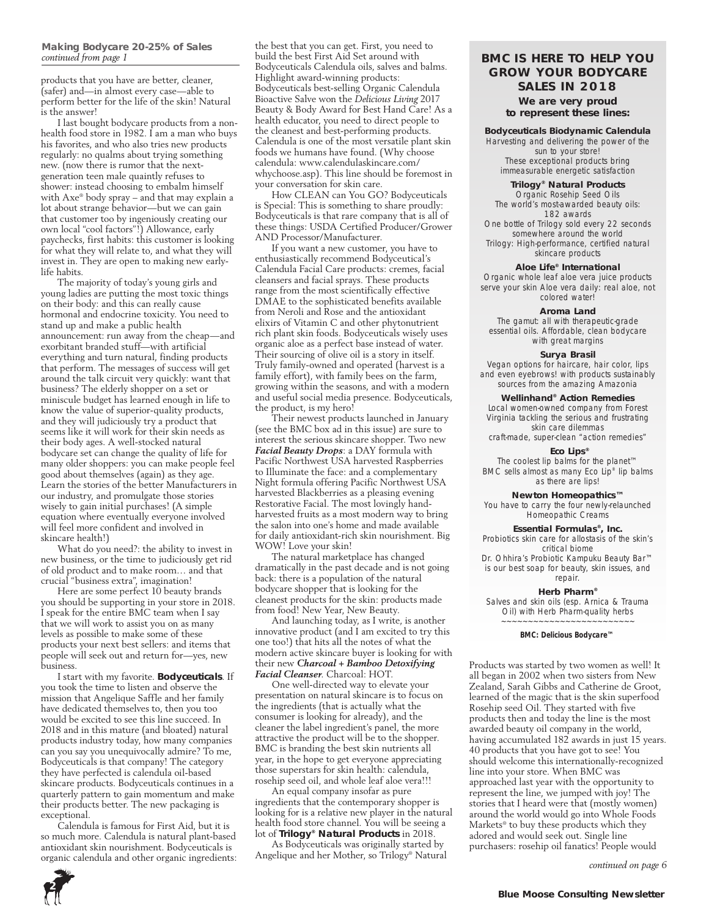**Making Bodycare 20-25% of Sales**
*continued from page 1*

products that you have are better, cleaner, (safer) and—in almost every case—able to perform better for the life of the skin! Natural is the answer!

I last bought bodycare products from a non-health food store in 1982. I am a man who buys his favorites, and who also tries new products regularly: no qualms about trying something new. (now there is rumor that the next-generation teen male quaintly refuses to shower: instead choosing to embalm himself with Axe® body spray – and that may explain a lot about strange behavior—but we can gain that customer too by ingeniously creating our own local "cool factors"!) Allowance, early paychecks, first habits: this customer is looking for what they will relate to, and what they will invest in. They are open to making new early-life habits.

The majority of today's young girls and young ladies are putting the most toxic things on their body: and this can really cause hormonal and endocrine toxicity. You need to stand up and make a public health announcement: run away from the cheap—and exorbitant branded stuff—with artificial everything and turn natural, finding products that perform. The messages of success will get around the talk circuit very quickly: want that business? The elderly shopper on a set or miniscule budget has learned enough in life to know the value of superior-quality products, and they will judiciously try a product that seems like it will work for their skin needs as their body ages. A well-stocked natural bodycare set can change the quality of life for many older shoppers: you can make people feel good about themselves (again) as they age. Learn the stories of the better Manufacturers in our industry, and promulgate those stories wisely to gain initial purchases! (A simple equation where eventually everyone involved will feel more confident and involved in skincare health!)

What do you need?: the ability to invest in new business, or the time to judiciously get rid of old product and to make room… and that crucial "business extra", imagination!

Here are some perfect 10 beauty brands you should be supporting in your store in 2018. I speak for the entire BMC team when I say that we will work to assist you on as many levels as possible to make some of these products your next best sellers: and items that people will seek out and return for—yes, new business.

I start with my favorite. **Bodyceuticals**. If you took the time to listen and observe the mission that Angelique Saffle and her family have dedicated themselves to, then you too would be excited to see this line succeed. In 2018 and in this mature (and bloated) natural products industry today, how many companies can you say you unequivocally admire? To me, Bodyceuticals is that company! The category they have perfected is calendula oil-based skincare products. Bodyceuticals continues in a quarterly pattern to gain momentum and make their products better. The new packaging is exceptional.

Calendula is famous for First Aid, but it is so much more. Calendula is natural plant-based antioxidant skin nourishment. Bodyceuticals is organic calendula and other organic ingredients: the best that you can get. First, you need to build the best First Aid Set around with Bodyceuticals Calendula oils, salves and balms. Highlight award-winning products: Bodyceuticals best-selling Organic Calendula Bioactive Salve won the *Delicious Living* 2017 Beauty & Body Award for Best Hand Care! As a health educator, you need to direct people to the cleanest and best-performing products. Calendula is one of the most versatile plant skin foods we humans have found. (Why choose calendula: www.calendulaskincare.com/whychoose.asp). This line should be foremost in your conversation for skin care.

How CLEAN can You GO? Bodyceuticals is Special: This is something to share proudly: Bodyceuticals is that rare company that is all of these things: USDA Certified Producer/Grower AND Processor/Manufacturer.

If you want a new customer, you have to enthusiastically recommend Bodyceutical's Calendula Facial Care products: cremes, facial cleansers and facial sprays. These products range from the most scientifically effective DMAE to the sophisticated benefits available from Neroli and Rose and the antioxidant elixirs of Vitamin C and other phytonutrient rich plant skin foods. Bodyceuticals wisely uses organic aloe as a perfect base instead of water. Their sourcing of olive oil is a story in itself. Truly family-owned and operated (harvest is a family effort), with family bees on the farm, growing within the seasons, and with a modern and useful social media presence. Bodyceuticals, the product, is my hero!

Their newest products launched in January (see the BMC box ad in this issue) are sure to interest the serious skincare shopper. Two new ***Facial Beauty Drops***: a DAY formula with Pacific Northwest USA harvested Raspberries to Illuminate the face: and a complementary Night formula offering Pacific Northwest USA harvested Blackberries as a pleasing evening Restorative Facial. The most lovingly hand-harvested fruits as a most modern way to bring the salon into one's home and made available for daily antioxidant-rich skin nourishment. Big WOW! Love your skin!

The natural marketplace has changed dramatically in the past decade and is not going back: there is a population of the natural bodycare shopper that is looking for the cleanest products for the skin: products made from food! New Year, New Beauty.

And launching today, as I write, is another innovative product (and I am excited to try this one too!) that hits all the notes of what the modern active skincare buyer is looking for with their new ***Charcoal + Bamboo Detoxifying Facial Cleanser***. Charcoal: HOT.

One well-directed way to elevate your presentation on natural skincare is to focus on the ingredients (that is actually what the consumer is looking for already), and the cleaner the label ingredient's panel, the more attractive the product will be to the shopper. BMC is branding the best skin nutrients all year, in the hope to get everyone appreciating those superstars for skin health: calendula, rosehip seed oil, and whole leaf aloe vera!!!

An equal company insofar as pure ingredients that the contemporary shopper is looking for is a relative new player in the natural health food store channel. You will be seeing a lot of **Trilogy® Natural Products** in 2018.

As Bodyceuticals was originally started by Angelique and her Mother, so Trilogy® Natural Products was started by two women as well! It all began in 2002 when two sisters from New Zealand, Sarah Gibbs and Catherine de Groot, learned of the magic that is the skin superfood Rosehip seed Oil. They started with five products then and today the line is the most awarded beauty oil company in the world, having accumulated 182 awards in just 15 years. 40 products that you have got to see! You should welcome this internationally-recognized line into your store. When BMC was approached last year with the opportunity to represent the line, we jumped with joy! The stories that I heard were that (mostly women) around the world would go into Whole Foods Markets® to buy these products which they adored and would seek out. Single line purchasers: rosehip oil fanatics! People would

*continued on page 6*

---

## BMC IS HERE TO HELP YOU GROW YOUR BODYCARE SALES IN 2018

**We are very proud to represent these lines:**

**Bodyceuticals Biodynamic Calendula**
Harvesting and delivering the power of the sun to your store!
These exceptional products bring immeasurable energetic satisfaction

**Trilogy® Natural Products**
Organic Rosehip Seed Oils
The world's most-awarded beauty oils: 182 awards
One bottle of Trilogy sold every 22 seconds somewhere around the world
Trilogy: High-performance, certified natural skincare products

**Aloe Life® International**
Organic whole leaf aloe vera juice products serve your skin Aloe vera daily: real aloe, not colored water!

**Aroma Land**
The gamut: all with therapeutic-grade essential oils. Affordable, clean bodycare with great margins

**Surya Brasil**
Vegan options for haircare, hair color, lips and even eyebrows! with products sustainably sources from the amazing Amazonia

**Wellinhand® Action Remedies**
Local women-owned company from Forest Virginia tackling the serious and frustrating skin care dilemmas
craft-made, super-clean "action remedies"

**Eco Lips®**
The coolest lip balms for the planet™
BMC sells almost as many Eco Lip® lip balms as there are lips!

**Newton Homeopathics™**
You have to carry the four newly-relaunched Homeopathic Creams

**Essential Formulas®, Inc.**
Probiotics skin care for allostasis of the skin's critical biome
Dr. Ohhira's Probiotic Kampuku Beauty Bar™ is our best soap for beauty, skin issues, and repair.

**Herb Pharm®**
Salves and skin oils (esp. Arnica & Trauma Oil) with Herb Pharm-quality herbs

~~~~~~~~~~~~~~~~~~~~~~~~~

**BMC: Delicious Bodycare™**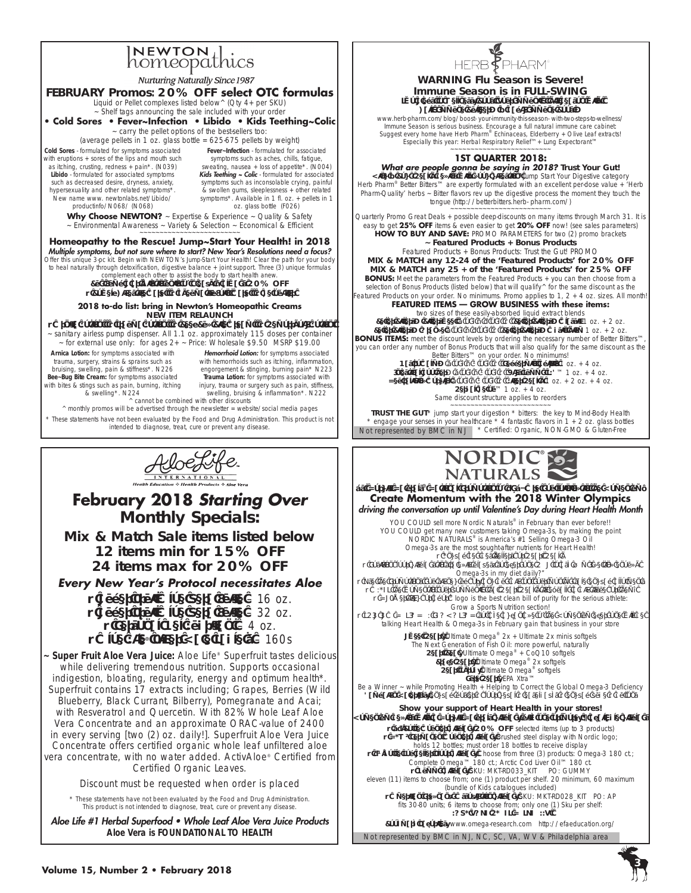# NEWTON homeopathics

*Nurturing Naturally Since 1987*

## FEBRUARY Promos: 20% OFF select OTC formulas

Liquid or Pellet complexes listed below^ (Qty 4+ per SKU)
~ Shelf tags announcing the sale included with your order

**• Cold Sores • Fever~Infection • Libido • Kids Teething~Colic**

~ carry the pellet options of the best-sellers too:
(average pellets in 1 oz. glass bottle = 625-675 pellets by weight)

**Cold Sores** - formulated for symptoms associated with eruptions + sores of the lips and mouth such as itching, crusting, redness + pain*. (N039)

**Libido** - formulated for associated symptoms such as decreased desire, dryness, anxiety, hypersexuality and other related symptoms*. New name www. newtonlabs.net/Libido/productinfo/N068/ (N068)

**Fever~Infection** - formulated for associated symptoms such as aches, chills, fatigue, sweating, nausea + loss of appetite*. (N004)

***Kids Teething ~ Colic*** - formulated for associated symptoms such as inconsolable crying, painful & swollen gums, sleeplessness + other related symptoms*. Available in 1 fl. oz. + pellets in 1 oz. glass bottle (F026)

**Why Choose NEWTON?** ~ Expertise & Experience ~ Quality & Safety ~ Environmental Awareness ~ Variety & Selection ~ Economical & Efficient

~~~~~~~~~~~~~~~~~~~~~~~~~~~

### Homeopathy to the Rescue! Jump~Start Your Health! in 2018

***Multiple symptoms, but not sure where to start? New Year's Resolutions need a focus?***

Offer this unique 3-pc kit. Begin with NEWTON's Jump-Start Your Health! Clear the path for your body to heal naturally through detoxification, digestive balance + joint support. Three (3) unique formulas complement each other to assist the body to start health anew.

**20% OFF**

**2018 to-do list: bring in Newton's Homeopathic Creams**

**NEW ITEM RELAUNCH**

~ sanitary airless pump dispenser. All 1.1 oz. approximately 115 doses per container
~ for external use only: for ages 2+ ~ Price: Wholesale $9.50 MSRP $19.00

***Arnica Lotion:*** for symptoms associated with trauma, surgery, strains & sprains such as bruising, swelling, pain & stiffness*. N226

***Bee~Bug Bite Cream:*** for symptoms associated with bites & stings such as pain, burning, itching & swelling*. N224

***Hemorrhoid Lotion:*** for symptoms associated with hemorrhoids such as itching, inflammation, engorgement & stinging, burning pain*. N223

***Trauma Lotion:*** for symptoms associated with injury, trauma or surgery such as pain, stiffness, swelling, bruising & inflammation*. N222

^ cannot be combined with other discounts
^ monthly promos will be advertised through the newsletter = website/social media pages

\* These statements have not been evaluated by the Food and Drug Administration. This product is not intended to diagnose, treat, cure or prevent any disease.

---

# HERB PHARM

## WARNING Flu Season is Severe!
## Immune Season is in FULL-SWING

www.herb-pharm.com/blog/boost-your-immunity-this-season-with-two-steps-to-wellness/
Immune Season is serious business. Encourage a full natural immune care cabinet:
Suggest every home have Herb Pharm® Echinaceas, Elderberry + Olive Leaf extracts!
Especially this year: Herbal Respiratory Relief™+ Lung Expectorant™

~~~~~~~~~~~~~~~~~~~~~~~~~~~

### 1ST QUARTER 2018:

***What are people gonna be saying in 2018?* Trust Your Gut!**

Jump Start Your Digestive category Herb Pharm® Better Bitters™ are expertly formulated with an excellent per-dose value + 'Herb Pharm-Quality' herbs ~ Bitter flavors rev up the digestive process the moment they touch the tongue (http://betterbitters.herb-pharm.com/)

~~~~~~~~~~~~~~~~~~~~~~~~~~~

Quarterly Promo Great Deals + possible deep-discounts on many items through March 31. It is easy to get **25% OFF** items & even easier to get **20% OFF** now! (see sales parameters)

**HOW TO BUY AND SAVE:** PROMO PARAMETERS for two (2) promo brackets

**~ Featured Products + Bonus Products**

Featured Products + Bonus Products: Trust the Gut! PROMO

**MIX & MATCH any 12-24 of the 'Featured Products' for 20% OFF**
**MIX & MATCH any 25 + of the 'Featured Products' for 25% OFF**

**BONUS:** Meet the parameters from the Featured Products + you can then choose from a selection of Bonus Products (listed below) that will qualify^ for the same discount as the Featured Products on your order. No minimums. Promo applies to 1, 2 + 4 oz. sizes. All month!

**FEATURED ITEMS — GROW BUSINESS with these items:**

two sizes of these easily-absorbed liquid extract blends
1 oz. + 2 oz.
1 oz. + 2 oz.

**BONUS ITEMS:** meet the discount levels by ordering the necessary number of Better Bitters™, you can order any number of Bonus Products that will also qualify for the same discount as the Better Bitters™ on your order. No minimums!

oz. + 4 oz.
™ 1 oz. + 4 oz.
oz. + 2 oz. + 4 oz.
™ 1 oz. + 4 oz.

Same discount structure applies to reorders

~~~~~~~~~~~~~~~~~~~~~~~~~~~

**TRUST THE GUT*** jump start your digestion * bitters: the key to Mind-Body Health
\* engage your senses in your healthcare * 4 fantastic flavors in 1 + 2 oz. glass bottles

Not represented by BMC in NJ &nbsp; * Certified: Organic, NON-GMO & Gluten-Free

---

# AloeLife INTERNATIONAL

*Health Education ❖ Health Products ❖ Aloe Vera*

## February 2018 *Starting Over* Monthly Specials:

## Mix & Match Sale items listed below
## 12 items min for 15% OFF
## 24 items max for 20% OFF

### *Every New Year's Protocol necessitates Aloe*

16 oz.
32 oz.
4 oz.
160s

**~ Super Fruit Aloe Vera Juice:** Aloe Life® Superfruit tastes delicious while delivering tremendous nutrition. Supports occasional indigestion, bloating, regularity, energy and optimum health*. Superfruit contains 17 extracts including; Grapes, Berries (Wild Blueberry, Black Currant, Bilberry), Pomegranate and Acai; with Resveratrol and Quercetin. With 82% Whole Leaf Aloe Vera Concentrate and an approximate ORAC-value of 2400 in every serving [two (2) oz. daily!]. Superfruit Aloe Vera Juice Concentrate offers certified organic whole leaf unfiltered aloe vera concentrate, with no water added. ActivAloe® Certified from Certified Organic Leaves.

Discount must be requested when order is placed

\* These statements have not been evaluated by the Food and Drug Administration. This product is not intended to diagnose, treat, cure or prevent any disease.

***Aloe Life #1 Herbal Superfood • Whole Leaf Aloe Vera Juice Products***
**Aloe Vera is FOUNDATIONAL TO HEALTH**

---

# NORDIC NATURALS

## Create Momentum with the 2018 Winter Olympics

*driving the conversation up until Valentine's Day during Heart Health Month*

YOU COULD sell more Nordic Naturals® in February than ever before!!
YOU COULD get many new customers taking Omega-3s, by making the point NORDIC NATURALS® is America's #1 Selling Omega-3 Oil
Omega-3s are the most sought-after nutrients for Heart Health!

Omega-3s in my diet daily?"

logo is the best clean bill of purity for the serious athlete: Grow a Sports Nutrition section!

talking Heart Health & Omega-3s in February gain that business in your store

Ultimate Omega® 2x + Ultimate 2x minis softgels
The Next Generation of Fish Oil: more powerful, naturally
Ultimate Omega® + CoQ10 softgels
Ultimate Omega® 2x softgels
Ultimate Omega® softgels
EPA Xtra™

Be a Winner ~ while Promoting Health + Helping to Correct the Global Omega-3 Deficiency

### Show your support of Heart Health in your stores!

**20% OFF** selected items (up to 3 products)
brushed steel display with Nordic logo; holds 12 bottles; must order 18 bottles to receive display
choose from three (3) products: Omega-3 180 ct.; Complete Omega™ 180 ct.; Arctic Cod Liver Oil™ 180 ct.
SKU: MKT-RD033_KIT &nbsp; PO: GUMMY
eleven (11) items to choose from; one (1) product per shelf. 20 minimum, 60 maximum (bundle of Kids catalogues included)
SKU: MKT-RD028_KIT &nbsp; PO: AP
fits 30-80 units; 6 items to choose from; only one (1) Sku per shelf:

www.omega-research.com &nbsp; http://efaeducation.org/

Not represented by BMC in NJ, NC, SC, VA, WV & Philadelphia area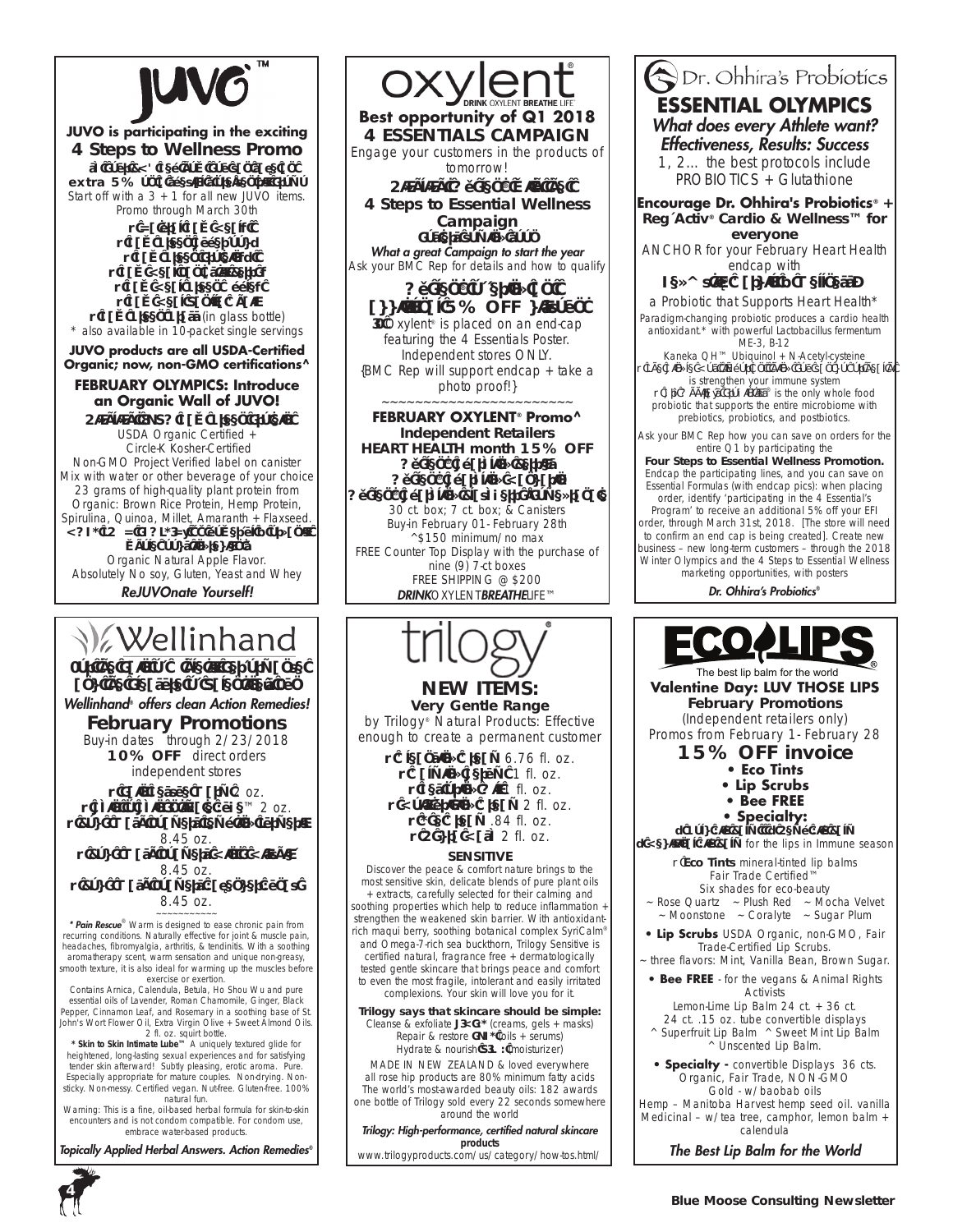## JUVO™

**JUVO is participating in the exciting**

### 4 Steps to Wellness Promo

**extra 5%**

Start off with a 3 + 1 for all new JUVO items. Promo through March 30th

(in glass bottle)

\* also available in 10-packet single servings

**JUVO products are all USDA-Certified Organic; now, non-GMO certifications^**

**FEBRUARY OLYMPICS: Introduce an Organic Wall of JUVO!**

USDA Organic Certified +
Circle-K Kosher-Certified
Non-GMO Project Verified label on canister
Mix with water or other beverage of your choice
23 grams of high-quality plant protein from Organic: Brown Rice Protein, Hemp Protein, Spirulina, Quinoa, Millet, Amaranth + Flaxseed.

Organic Natural Apple Flavor.
Absolutely No soy, Gluten, Yeast and Whey

***ReJUVOnate Yourself!***

---

## oxylent®

DRINK OXYLENT BREATHE LIFE™

**Best opportunity of Q1 2018**

### 4 ESSENTIALS CAMPAIGN

Engage your customers in the products of tomorrow!

**4 Steps to Essential Wellness Campaign**

***What a great Campaign to start the year***

Ask your BMC Rep for details and how to qualify

**% OFF**

Oxylent® is placed on an end-cap featuring the 4 Essentials Poster. Independent stores ONLY.
{BMC Rep will support endcap + take a photo proof!}

~~~~~~~~~~~~~~~~~~~~~~~~

**FEBRUARY OXYLENT® Promo^**
**Independent Retailers**
**HEART HEALTH month 15% OFF**

30 ct. box; 7 ct. box; & Canisters
Buy-in February 01- February 28th
^$150 minimum/no max
FREE Counter Top Display with the purchase of nine (9) 7-ct boxes
FREE SHIPPING @ $200

***DRINK*** *OXYLENT* ***BREATHE*** *LIFE™*

---

## Dr. Ohhira's Probiotics

### ESSENTIAL OLYMPICS

***What does every Athlete want?***
***Effectiveness, Results: Success***

1, 2… the best protocols include PROBIOTICS + Glutathione

**Encourage Dr. Ohhira's Probiotics® + Reg´Activ® Cardio & Wellness™ for everyone**

ANCHOR for your February Heart Health endcap with

a Probiotic that Supports Heart Health\*

Paradigm-changing probiotic produces a cardio health antioxidant.\* with powerful Lactobacillus fermentum ME-3, B-12
Kaneka QH™ Ubiquinol + N-Acetyl-cysteine

is strengthen your immune system

is the only whole food probiotic that supports the entire microbiome with prebiotics, probiotics, and postbiotics.

Ask your BMC Rep how you can save on orders for the entire Q1 by participating the

**Four Steps to Essential Wellness Promotion.**

Endcap the participating lines, and you can save on Essential Formulas (with endcap pics): when placing order, identify 'participating in the 4 Essential's Program' to receive an additional 5% off your EFI order, through March 31st, 2018. [The store will need to confirm an end cap is being created]. Create new business – new long-term customers – through the 2018 Winter Olympics and the 4 Steps to Essential Wellness marketing opportunities, with posters

***Dr. Ohhira's Probiotics®***

---

## Wellinhand

***Wellinhand® offers clean Action Remedies!***

### February Promotions

Buy-in dates through 2/23/2018
**10% OFF** direct orders
independent stores

oz.
™ 2 oz.
8.45 oz.
8.45 oz.
8.45 oz.

~~~~~~~~~~~

***\* Pain Rescue®*** Warm is designed to ease chronic pain from recurring conditions. Naturally effective for joint & muscle pain, headaches, fibromyalgia, arthritis, & tendinitis. With a soothing aromatherapy scent, warm sensation and unique non-greasy, smooth texture, it is also ideal for warming up the muscles before exercise or exertion.

Contains Arnica, Calendula, Betula, Ho Shou Wu and pure essential oils of Lavender, Roman Chamomile, Ginger, Black Pepper, Cinnamon Leaf, and Rosemary in a soothing base of St. John's Wort Flower Oil, Extra Virgin Olive + Sweet Almond Oils. 2 fl. oz. squirt bottle.

**\* Skin to Skin Intimate Lube™** A uniquely textured glide for heightened, long-lasting sexual experiences and for satisfying tender skin afterward! Subtly pleasing, erotic aroma. Pure. Especially appropriate for mature couples. Non-drying. Non-sticky. Non-messy. Certified vegan. Nut-free. Gluten-free. 100% natural fun.

Warning: This is a fine, oil-based herbal formula for skin-to-skin encounters and is not condom compatible. For condom use, embrace water-based products.

***Topically Applied Herbal Answers. Action Remedies®***

---

## trilogy®

### NEW ITEMS:

**Very Gentle Range**

by Trilogy® Natural Products: Effective enough to create a permanent customer

6.76 fl. oz.
1 fl. oz.
fl. oz.
2 fl. oz.
.84 fl. oz.
2 fl. oz.

**SENSITIVE**

Discover the peace & comfort nature brings to the most sensitive skin, delicate blends of pure plant oils + extracts, carefully selected for their calming and soothing properties which help to reduce inflammation + strengthen the weakened skin barrier. With antioxidant-rich maqui berry, soothing botanical complex SyriCalm® and Omega-7-rich sea buckthorn, Trilogy Sensitive is certified natural, fragrance free + dermatologically tested gentle skincare that brings peace and comfort to even the most fragile, intolerant and easily irritated complexions. Your skin will love you for it.

**Trilogy says that skincare should be simple:**

Cleanse & exfoliate (creams, gels + masks)
Repair & restore (oils + serums)
Hydrate & nourish (moisturizer)

MADE IN NEW ZEALAND & loved everywhere
all rose hip products are 80% minimum fatty acids
The world's most-awarded beauty oils: 182 awards
one bottle of Trilogy sold every 22 seconds somewhere around the world

***Trilogy: High-performance, certified natural skincare products***

www.trilogyproducts.com/us/category/how-tos.html/

---

## ECO LIPS®

The best lip balm for the world

**Valentine Day: LUV THOSE LIPS**
**February Promotions**

(Independent retailers only)
Promos from February 1- February 28

### 15% OFF invoice

- **Eco Tints**
- **Lip Scrubs**
- **Bee FREE**
- **Specialty:**

for the lips in Immune season

**Eco Tints** mineral-tinted lip balms
Fair Trade Certified™
Six shades for eco-beauty
~ Rose Quartz ~ Plush Red ~ Mocha Velvet
~ Moonstone ~ Coralyte ~ Sugar Plum

- **Lip Scrubs** USDA Organic, non-GMO, Fair Trade-Certified Lip Scrubs.
~ three flavors: Mint, Vanilla Bean, Brown Sugar.

- **Bee FREE** - for the vegans & Animal Rights Activists
Lemon-Lime Lip Balm 24 ct. + 36 ct.
24 ct. .15 oz. tube convertible displays
^ Superfruit Lip Balm ^ Sweet Mint Lip Balm
^ Unscented Lip Balm.

- **Specialty -** convertible Displays 36 cts.
Organic, Fair Trade, NON-GMO
Gold - w/baobab oils
Hemp – Manitoba Harvest hemp seed oil. vanilla
Medicinal – w/tea tree, camphor, lemon balm + calendula

***The Best Lip Balm for the World***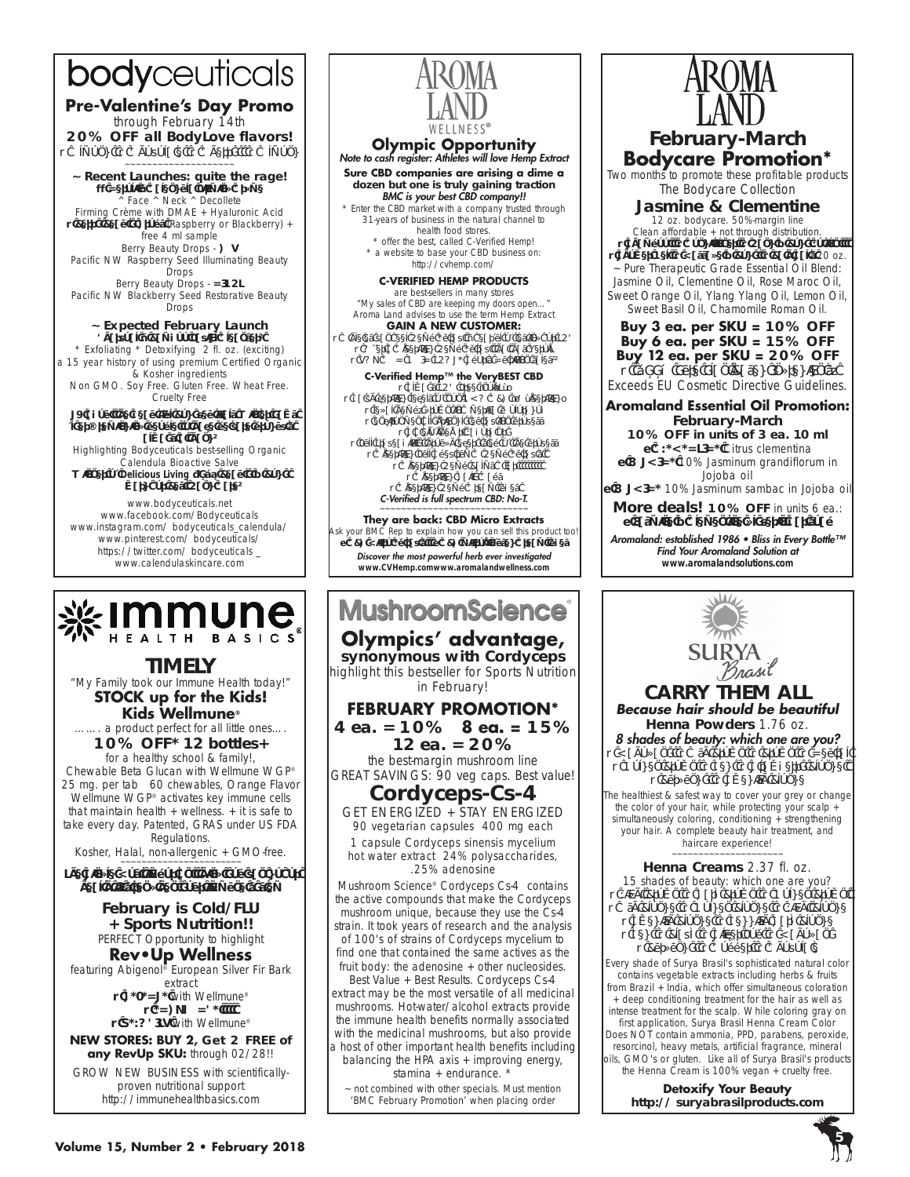# bodyceuticals

## Pre-Valentine's Day Promo

through February 14th

**20% OFF all BodyLove flavors!**

~~~~~~~~~~~~~~~~~~~~

**~ Recent Launches: quite the rage!**

^ Face ^ Neck ^ Decollete

Firming Crème with DMAE + Hyaluronic Acid

(Raspberry or Blackberry) + free 4 ml sample

Berry Beauty Drops -

Pacific NW Raspberry Seed Illuminating Beauty Drops

Berry Beauty Drops -

Pacific NW Blackberry Seed Restorative Beauty Drops

**~ Expected February Launch**

* Exfoliating * Detoxifying 2 fl. oz. (exciting)

a 15 year history of using premium Certified Organic & Kosher ingredients

Non GMO. Soy Free. Gluten Free. Wheat Free. Cruelty Free

Highlighting Bodyceuticals best-selling Organic Calendula Bioactive Salve

www.bodyceuticals.net
www.facebook.com/Bodyceuticals
www.instagram.com/ bodyceuticals_calendula/
www.pinterest.com/ bodyceuticals/
https://twitter.com/ bodyceuticals _
www.calendulaskincare.com

# AROMA LAND WELLNESS®

## Olympic Opportunity

*Note to cash register: Athletes will love Hemp Extract*

**Sure CBD companies are arising a dime a dozen but one is truly gaining traction**

*BMC is your best CBD company!!*

* Enter the CBD market with a company trusted through 31-years of business in the natural channel to health food stores.
* offer the best, called C-Verified Hemp!
* a website to base your CBD business on: http://cvhemp.com/

**C-VERIFIED HEMP PRODUCTS**

are best-sellers in many stores

"My sales of CBD are keeping my doors open..."

Aroma Land advises to use the term Hemp Extract

**GAIN A NEW CUSTOMER:**

**C-Verified Hemp™ the VeryBEST CBD**

*C-Verified is full spectrum CBD: No-T.*

~~~~~~~~~~~~~~~~~~~~

**They are back: CBD Micro Extracts**

Ask your BMC Rep to explain how you can sell this product too!

***Discover the most powerful herb ever investigated***

**www.CVHemp.com www.aromalandwellness.com**

# AROMA LAND

## February-March Bodycare Promotion*

Two months to promote these profitable products

The Bodycare Collection

### Jasmine & Clementine

12 oz. bodycare. 50%-margin line

Clean affordable + not through distribution.

20 oz.

~ Pure Therapeutic Grade Essential Oil Blend: Jasmine Oil, Clementine Oil, Rose Maroc Oil, Sweet Orange Oil, Ylang Ylang Oil, Lemon Oil, Sweet Basil Oil, Chamomile Roman Oil.

**Buy 3 ea. per SKU = 10% OFF**
**Buy 6 ea. per SKU = 15% OFF**
**Buy 12 ea. per SKU = 20% OFF**

Exceeds EU Cosmetic Directive Guidelines.

**Aromaland Essential Oil Promotion: February-March**

**10% OFF in units of 3 ea. 10 ml**

Citrus clementina

10% Jasminum grandiflorum in Jojoba oil

10% Jasminum sambac in Jojoba oil

**More deals! 10% OFF** in units 6 ea.:

*Aromaland: established 1986 • Bliss in Every Bottle™*
*Find Your Aromaland Solution at*
**www.aromalandsolutions.com**

# immune HEALTH BASICS®

## TIMELY

"My Family took our Immune Health today!"

**STOCK up for the Kids!**

**Kids Wellmune®**

……. a product perfect for all little ones….

**10% OFF* 12 bottles+**

for a healthy school & family!,

Chewable Beta Glucan with Wellmune WGP® 25 mg. per tab 60 chewables, Orange Flavor

Wellmune WGP® activates key immune cells that maintain health + wellness. + it is safe to take every day. Patented, GRAS under US FDA Regulations.

Kosher, Halal, non-allergenic + GMO-free.

~~~~~~~~~~~~~~~~~~~~

**February is Cold/FLU + Sports Nutrition!!**

PERFECT Opportunity to highlight

**Rev•Up Wellness**

featuring Abigenol® European Silver Fir Bark extract

with Wellmune®

with Wellmune®

**NEW STORES: BUY 2, Get 2 FREE of any RevUp SKU:** through 02/28!!

GROW NEW BUSINESS with scientifically-proven nutritional support

http://immunehealthbasics.com

# MushroomScience®

## Olympics' advantage, synonymous with Cordyceps

highlight this bestseller for Sports Nutrition in February!

**FEBRUARY PROMOTION***

**4 ea. = 10% 8 ea. = 15%**
**12 ea. = 20%**

the best-margin mushroom line

GREAT SAVINGS: 90 veg caps. Best value!

## Cordyceps-Cs-4

GET ENERGIZED + STAY ENERGIZED

90 vegetarian capsules 400 mg each

1 capsule Cordyceps sinensis mycelium hot water extract 24% polysaccharides, .25% adenosine

Mushroom Science® Cordyceps Cs-4 contains the active compounds that make the Cordyceps mushroom unique, because they use the Cs-4 strain. It took years of research and the analysis of 100's of strains of Cordyceps mycelium to find one that contained the same actives as the fruit body: the adenosine + other nucleosides. Best Value + Best Results. Cordyceps Cs-4 extract may be the most versatile of all medicinal mushrooms. Hot-water/alcohol extracts provide the immune health benefits normally associated with the medicinal mushrooms, but also provide a host of other important health benefits including balancing the HPA axis + improving energy, stamina + endurance. *

~ not combined with other specials. Must mention 'BMC February Promotion' when placing order

# SURYA Brasil

## CARRY THEM ALL

*Because hair should be beautiful*

**Henna Powders** 1.76 oz.

***8 shades of beauty: which one are you?***

The healthiest & safest way to cover your grey or change the color of your hair, while protecting your scalp + simultaneously coloring, conditioning + strengthening your hair. A complete beauty hair treatment, and haircare experience!

~~~~~~~~~~~~~~~~~~~~

**Henna Creams** 2.37 fl. oz.

15 shades of beauty: which one are you?

Every shade of Surya Brasil's sophisticated natural color contains vegetable extracts including herbs & fruits from Brazil + India, which offer simultaneous coloration + deep conditioning treatment for the hair as well as intense treatment for the scalp. While coloring gray on first application, Surya Brasil Henna Cream Color Does NOT contain ammonia, PPD, parabens, peroxide, resorcinol, heavy metals, artificial fragrance, mineral oils, GMO's or gluten. Like all of Surya Brasil's products the Henna Cream is 100% vegan + cruelty free.

**Detoxify Your Beauty**
**http://suryabrasilproducts.com**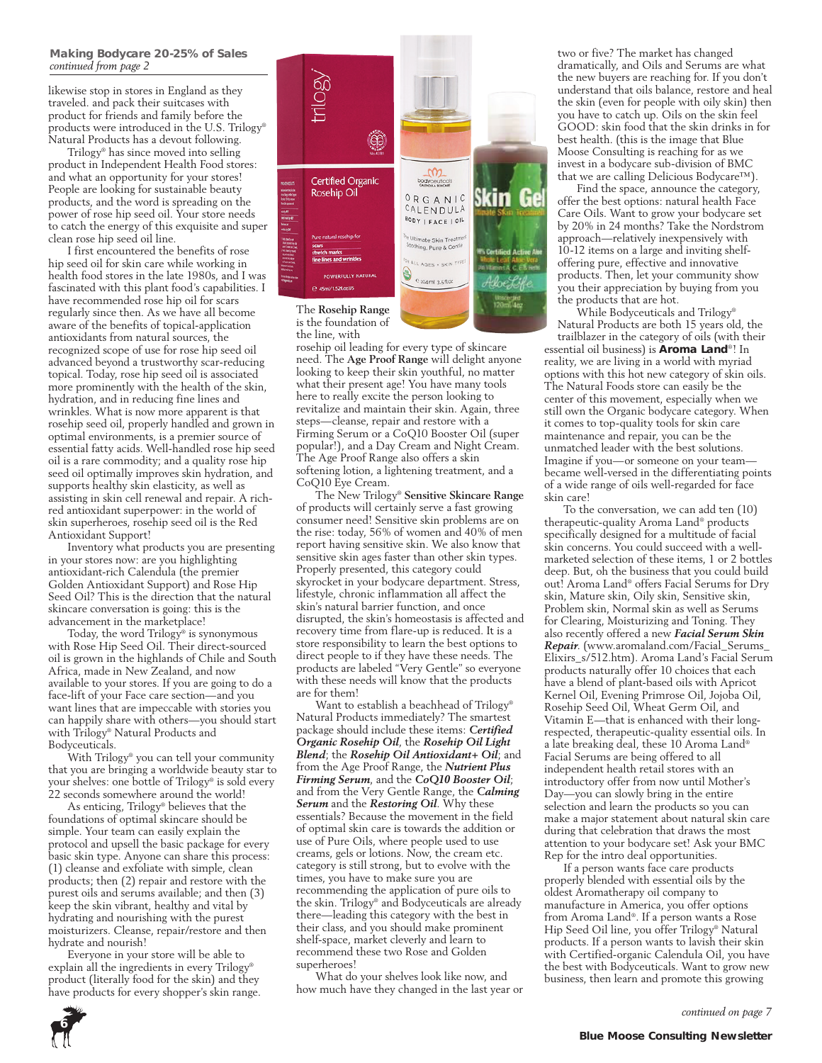**Making Bodycare 20-25% of Sales**
*continued from page 2*

likewise stop in stores in England as they traveled. and pack their suitcases with product for friends and family before the products were introduced in the U.S. Trilogy® Natural Products has a devout following.

Trilogy® has since moved into selling product in Independent Health Food stores: and what an opportunity for your stores! People are looking for sustainable beauty products, and the word is spreading on the power of rose hip seed oil. Your store needs to catch the energy of this exquisite and super clean rose hip seed oil line.

I first encountered the benefits of rose hip seed oil for skin care while working in health food stores in the late 1980s, and I was fascinated with this plant food's capabilities. I have recommended rose hip oil for scars regularly since then. As we have all become aware of the benefits of topical-application antioxidants from natural sources, the recognized scope of use for rose hip seed oil advanced beyond a trustworthy scar-reducing topical. Today, rose hip seed oil is associated more prominently with the health of the skin, hydration, and in reducing fine lines and wrinkles. What is now more apparent is that rosehip seed oil, properly handled and grown in optimal environments, is a premier source of essential fatty acids. Well-handled rose hip seed oil is a rare commodity; and a quality rose hip seed oil optimally improves skin hydration, and supports healthy skin elasticity, as well as assisting in skin cell renewal and repair. A rich-red antioxidant superpower: in the world of skin superheroes, rosehip seed oil is the Red Antioxidant Support!

Inventory what products you are presenting in your stores now: are you highlighting antioxidant-rich Calendula (the premier Golden Antioxidant Support) and Rose Hip Seed Oil? This is the direction that the natural skincare conversation is going: this is the advancement in the marketplace!

Today, the word Trilogy® is synonymous with Rose Hip Seed Oil. Their direct-sourced oil is grown in the highlands of Chile and South Africa, made in New Zealand, and now available to your stores. If you are going to do a face-lift of your Face care section—and you want lines that are impeccable with stories you can happily share with others—you should start with Trilogy® Natural Products and Bodyceuticals.

With Trilogy® you can tell your community that you are bringing a worldwide beauty star to your shelves: one bottle of Trilogy® is sold every 22 seconds somewhere around the world!

As enticing, Trilogy® believes that the foundations of optimal skincare should be simple. Your team can easily explain the protocol and upsell the basic package for every basic skin type. Anyone can share this process: (1) cleanse and exfoliate with simple, clean products; then (2) repair and restore with the purest oils and serums available; and then (3) keep the skin vibrant, healthy and vital by hydrating and nourishing with the purest moisturizers. Cleanse, repair/restore and then hydrate and nourish!

Everyone in your store will be able to explain all the ingredients in every Trilogy® product (literally food for the skin) and they have products for every shopper's skin range. The **Rosehip Range** is the foundation of the line, with rosehip oil leading for every type of skincare need. The **Age Proof Range** will delight anyone looking to keep their skin youthful, no matter what their present age! You have many tools here to really excite the person looking to revitalize and maintain their skin. Again, three steps—cleanse, repair and restore with a Firming Serum or a CoQ10 Booster Oil (super popular!), and a Day Cream and Night Cream. The Age Proof Range also offers a skin softening lotion, a lightening treatment, and a CoQ10 Eye Cream.

The New Trilogy® **Sensitive Skincare Range** of products will certainly serve a fast growing consumer need! Sensitive skin problems are on the rise: today, 56% of women and 40% of men report having sensitive skin. We also know that sensitive skin ages faster than other skin types. Properly presented, this category could skyrocket in your bodycare department. Stress, lifestyle, chronic inflammation all affect the skin's natural barrier function, and once disrupted, the skin's homeostasis is affected and recovery time from flare-up is reduced. It is a store responsibility to learn the best options to direct people to if they have these needs. The products are labeled "Very Gentle" so everyone with these needs will know that the products are for them!

Want to establish a beachhead of Trilogy® Natural Products immediately? The smartest package should include these items: ***Certified Organic Rosehip Oil***, the ***Rosehip Oil Light Blend***; the ***Rosehip Oil Antioxidant+ Oil***; and from the Age Proof Range, the ***Nutrient Plus Firming Serum***, and the ***CoQ10 Booster Oil***; and from the Very Gentle Range, the ***Calming Serum*** and the ***Restoring Oil***. Why these essentials? Because the movement in the field of optimal skin care is towards the addition or use of Pure Oils, where people used to use creams, gels or lotions. Now, the cream etc. category is still strong, but to evolve with the times, you have to make sure you are recommending the application of pure oils to the skin. Trilogy® and Bodyceuticals are already there—leading this category with the best in their class, and you should make prominent shelf-space, market cleverly and learn to recommend these two Rose and Golden superheroes!

What do your shelves look like now, and how much have they changed in the last year or two or five? The market has changed dramatically, and Oils and Serums are what the new buyers are reaching for. If you don't understand that oils balance, restore and heal the skin (even for people with oily skin) then you have to catch up. Oils on the skin feel GOOD: skin food that the skin drinks in for best health. (this is the image that Blue Moose Consulting is reaching for as we invest in a bodycare sub-division of BMC that we are calling Delicious Bodycare™).

Find the space, announce the category, offer the best options: natural health Face Care Oils. Want to grow your bodycare set by 20% in 24 months? Take the Nordstrom approach—relatively inexpensively with 10-12 items on a large and inviting shelf-offering pure, effective and innovative products. Then, let your community show you their appreciation by buying from you the products that are hot.

While Bodyceuticals and Trilogy® Natural Products are both 15 years old, the trailblazer in the category of oils (with their essential oil business) is **Aroma Land**®! In reality, we are living in a world with myriad options with this hot new category of skin oils. The Natural Foods store can easily be the center of this movement, especially when we still own the Organic bodycare category. When it comes to top-quality tools for skin care maintenance and repair, you can be the unmatched leader with the best solutions. Imagine if you—or someone on your team—became well-versed in the differentiating points of a wide range of oils well-regarded for face skin care!

To the conversation, we can add ten (10) therapeutic-quality Aroma Land® products specifically designed for a multitude of facial skin concerns. You could succeed with a well-marketed selection of these items, 1 or 2 bottles deep. But, oh the business that you could build out! Aroma Land® offers Facial Serums for Dry skin, Mature skin, Oily skin, Sensitive skin, Problem skin, Normal skin as well as Serums for Clearing, Moisturizing and Toning. They also recently offered a new ***Facial Serum Skin Repair***. (www.aromaland.com/Facial_Serums_Elixirs_s/512.htm). Aroma Land's Facial Serum products naturally offer 10 choices that each have a blend of plant-based oils with Apricot Kernel Oil, Evening Primrose Oil, Jojoba Oil, Rosehip Seed Oil, Wheat Germ Oil, and Vitamin E—that is enhanced with their long-respected, therapeutic-quality essential oils. In a late breaking deal, these 10 Aroma Land® Facial Serums are being offered to all independent health retail stores with an introductory offer from now until Mother's Day—you can slowly bring in the entire selection and learn the products so you can make a major statement about natural skin care during that celebration that draws the most attention to your bodycare set! Ask your BMC Rep for the intro deal opportunities.

If a person wants face care products properly blended with essential oils by the oldest Aromatherapy oil company to manufacture in America, you offer options from Aroma Land®. If a person wants a Rose Hip Seed Oil line, you offer Trilogy® Natural products. If a person wants to lavish their skin with Certified-organic Calendula Oil, you have the best with Bodyceuticals. Want to grow new business, then learn and promote this growing

*continued on page 7*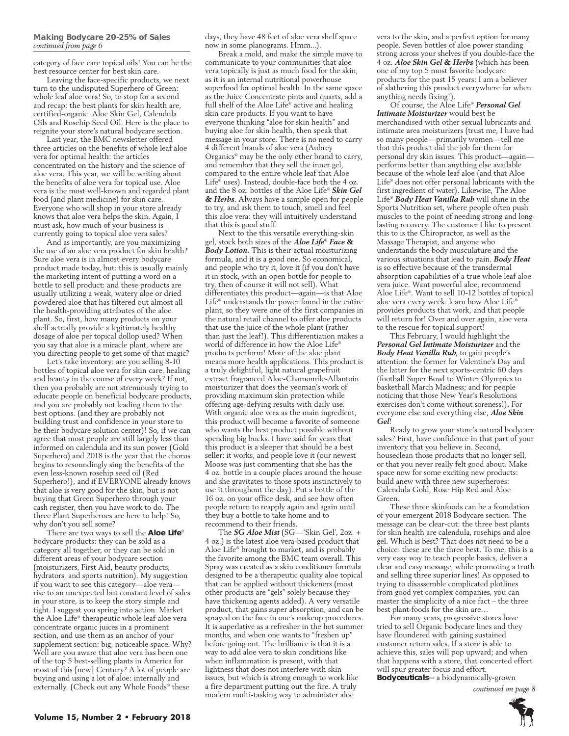**Making Bodycare 20-25% of Sales**
*continued from page 6*

category of face care topical oils! You can be the best resource center for best skin care.

Leaving the face-specific products, we next turn to the undisputed Superhero of Green: whole leaf aloe vera! So, to stop for a second and recap: the best plants for skin health are, certified-organic: Aloe Skin Gel, Calendula Oils and Rosehip Seed Oil. Here is the place to reignite your store's natural bodycare section.

Last year, the BMC newsletter offered three articles on the benefits of whole leaf aloe vera for optimal health: the articles concentrated on the history and the science of aloe vera. This year, we will be writing about the benefits of aloe vera for topical use. Aloe vera is the most well-known and regarded plant food (and plant medicine) for skin care. Everyone who will shop in your store already knows that aloe vera helps the skin. Again, I must ask, how much of your business is currently going to topical aloe vera sales?

And as importantly, are you maximizing the use of an aloe vera product for skin health? Sure aloe vera is in almost every bodycare product made today, but: this is usually mainly the marketing intent of putting a word on a bottle to sell product: and these products are usually utilizing a weak, watery aloe or dried powdered aloe that has filtered out almost all the health-providing attributes of the aloe plant. So, first, how many products on your shelf actually provide a legitimately healthy dosage of aloe per topical dollop used? When you say that aloe is a miracle plant, where are you directing people to get some of that magic?

Let's take inventory: are you selling 8-10 bottles of topical aloe vera for skin care, healing and beauty in the course of every week? If not, then you probably are not strenuously trying to educate people on beneficial bodycare products, and you are probably not leading them to the best options. (and they are probably not building trust and confidence in your store to be their bodycare solution center)! So, if we can agree that most people are still largely less than informed on calendula and its sun power (Gold Superhero) and 2018 is the year that the chorus begins to resoundingly sing the benefits of the even less-known rosehip seed oil (Red Superhero!), and if EVERYONE already knows that aloe is very good for the skin, but is not buying that Green Superhero through your cash register, then you have work to do. The three Plant Superheroes are here to help! So, why don't you sell some?

There are two ways to sell the **Aloe Life**® bodycare products: they can be sold as a category all together, or they can be sold in different areas of your bodycare section (moisturizers, First Aid, beauty products, hydrators, and sports nutrition). My suggestion if you want to see this category—aloe vera—rise to an unexpected but constant level of sales in your store, is to keep the story simple and tight. I suggest you spring into action. Market the Aloe Life® therapeutic whole leaf aloe vera concentrate organic juices in a prominent section, and use them as an anchor of your supplement section: big, noticeable space. Why? Well are you aware that aloe vera has been one of the top 5 best-selling plants in America for most of this [new] Century? A lot of people are buying and using a lot of aloe: internally and externally. (Check out any Whole Foods® these days, they have 48 feet of aloe vera shelf space now in some planograms. Hmm...).

Break a mold, and make the simple move to communicate to your communities that aloe vera topically is just as much food for the skin, as it is an internal nutritional powerhouse superfood for optimal health. In the same space as the Juice Concentrate pints and quarts, add a full shelf of the Aloe Life® active and healing skin care products. If you want to have everyone thinking "aloe for skin health" and buying aloe for skin health, then speak that message in your store. There is no need to carry 4 different brands of aloe vera (Aubrey Organics® may be the only other brand to carry, and remember that they sell the inner gel, compared to the entire whole leaf that Aloe Life® uses). Instead, double-face both the 4 oz. and the 8 oz. bottles of the Aloe Life® ***Skin Gel & Herbs***. Always have a sample open for people to try, and ask them to touch, smell and feel this aloe vera: they will intuitively understand that this is good stuff.

Next to the this versatile everything-skin gel, stock both sizes of the ***Aloe Life® Face & Body Lotion.*** This is their actual moisturizing formula, and it is a good one. So economical, and people who try it, love it (if you don't have it in stock, with an open bottle for people to try, then of course it will not sell). What differentiates this product—again—is that Aloe Life® understands the power found in the entire plant, so they were one of the first companies in the natural retail channel to offer aloe products that use the juice of the whole plant (rather than just the leaf!). This differentiation makes a world of difference in how the Aloe Life® products perform! More of the aloe plant means more health applications. This product is a truly delightful, light natural grapefruit extract fragranced Aloe-Chamomile-Allantoin moisturizer that does the yeoman's work of providing maximum skin protection while offering age-defying results with daily use. With organic aloe vera as the main ingredient, this product will become a favorite of someone who wants the best product possible without spending big bucks. I have said for years that this product is a sleeper that should be a best seller: it works, and people love it (our newest Moose was just commenting that she has the 4 oz. bottle in a couple places around the house and she gravitates to those spots instinctively to use it throughout the day). Put a bottle of the 16 oz. on your office desk, and see how often people return to reapply again and again until they buy a bottle to take home and to recommend to their friends.

The ***SG Aloe Mist*** (SG—'Skin Gel', 2oz. + 4 oz.) is the latest aloe vera-based product that Aloe Life® brought to market, and is probably the favorite among the BMC team overall. This Spray was created as a skin conditioner formula designed to be a therapeutic quality aloe topical that can be applied without thickeners (most other products are "gels" solely because they have thickening agents added). A very versatile product, that gains super absorption, and can be sprayed on the face in one's makeup procedures. It is superlative as a refresher in the hot summer months, and when one wants to "freshen up" before going out. The brilliance is that it is a way to add aloe vera to skin conditions like when inflammation is present, with that lightness that does not interfere with skin issues, but which is strong enough to work like a fire department putting out the fire. A truly modern multi-tasking way to administer aloe vera to the skin, and a perfect option for many people. Seven bottles of aloe power standing strong across your shelves if you double-face the 4 oz. ***Aloe Skin Gel & Herbs*** (which has been one of my top 5 most favorite bodycare products for the past 15 years: I am a believer of slathering this product everywhere for when anything needs fixing!).

Of course, the Aloe Life® ***Personal Gel Intimate Moisturizer*** would best be merchandised with other sexual lubricants and intimate area moisturizers (trust me, I have had so many people—primarily women—tell me that this product did the job for them for personal dry skin issues. This product—again—performs better than anything else available because of the whole leaf aloe (and that Aloe Life® does not offer personal lubricants with the first ingredient of water). Likewise, The Aloe Life® ***Body Heat Vanilla Rub*** will shine in the Sports Nutrition set, where people often push muscles to the point of needing strong and long-lasting recovery. The customer I like to present this to is the Chiropractor, as well as the Massage Therapist, and anyone who understands the body musculature and the various situations that lead to pain. ***Body Heat*** is so effective because of the transdermal absorption capabilities of a true whole leaf aloe vera juice. Want powerful aloe, recommend Aloe Life®. Want to sell 10-12 bottles of topical aloe vera every week: learn how Aloe Life® provides products that work, and that people will return for! Over and over again, aloe vera to the rescue for topical support!

This February, I would highlight the ***Personal Gel Intimate Moisturizer*** and the ***Body Heat Vanilla Rub***, to gain people's attention: the former for Valentine's Day and the latter for the next sports-centric 60 days (football Super Bowl to Winter Olympics to basketball March Madness; and for people noticing that those New Year's Resolutions exercises don't come without soreness!). For everyone else and everything else, ***Aloe Skin Gel***!

Ready to grow your store's natural bodycare sales? First, have confidence in that part of your inventory that you believe in. Second, houseclean those products that no longer sell, or that you never really felt good about. Make space now for some exciting new products: build anew with three new superheroes: Calendula Gold, Rose Hip Red and Aloe Green.

These three skinfoods can be a foundation of your emergent 2018 Bodycare section. The message can be clear-cut: the three best plants for skin health are calendula, rosehips and aloe gel. Which is best? That does not need to be a choice: these are the three best. To me, this is a very easy way to teach people basics, deliver a clear and easy message, while promoting a truth and selling three superior lines! As opposed to trying to disassemble complicated plotlines from good yet complex companies, you can master the simplicity of a nice fact – the three best plant-foods for the skin are…

For many years, progressive stores have tried to sell Organic bodycare lines and they have floundered with gaining sustained customer return sales. If a store is able to achieve this, sales will pop upward; and when that happens with a store, that concerted effort will spur greater focus and effort.

**Bodyceuticals**— a biodynamically-grown

*continued on page 8*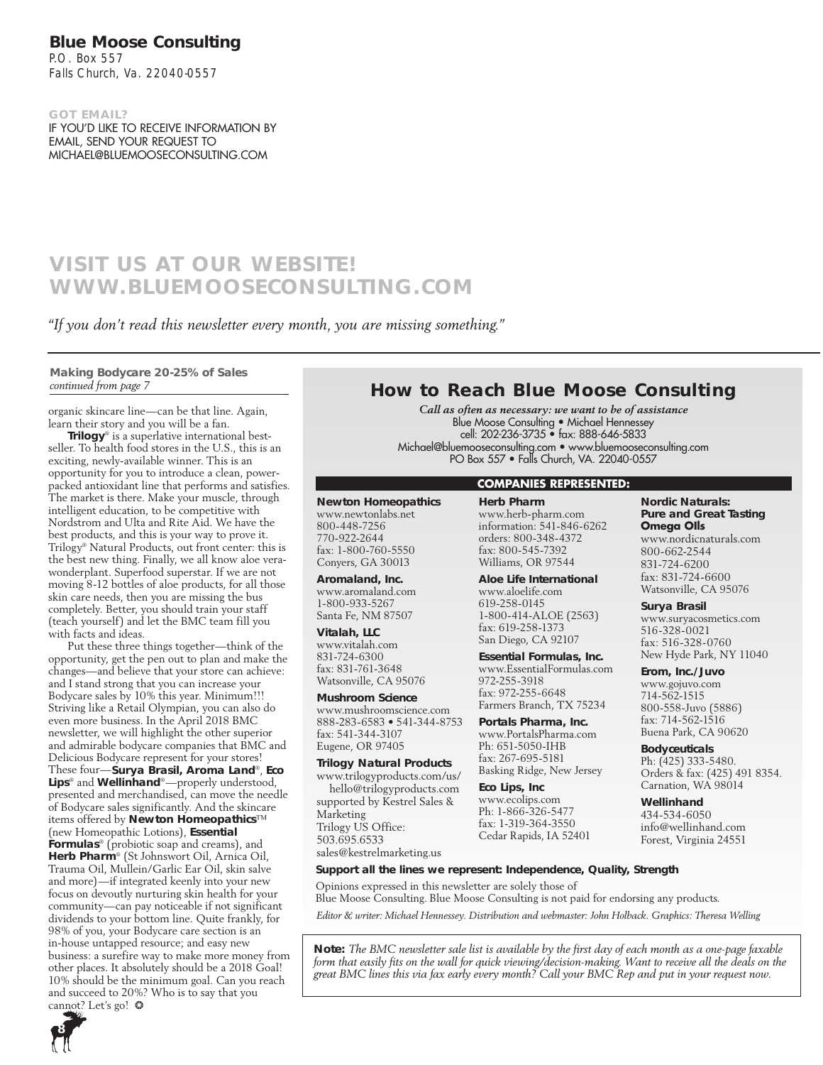**Blue Moose Consulting**
P.O. Box 557
Falls Church, Va. 22040-0557

**GOT EMAIL?**
IF YOU'D LIKE TO RECEIVE INFORMATION BY EMAIL, SEND YOUR REQUEST TO MICHAEL@BLUEMOOSECONSULTING.COM

## VISIT US AT OUR WEBSITE! WWW.BLUEMOOSECONSULTING.COM

*"If you don't read this newsletter every month, you are missing something."*

---

**Making Bodycare 20-25% of Sales**
*continued from page 7*

organic skincare line—can be that line. Again, learn their story and you will be a fan.

**Trilogy**® is a superlative international best-seller. To health food stores in the U.S., this is an exciting, newly-available winner. This is an opportunity for you to introduce a clean, power-packed antioxidant line that performs and satisfies. The market is there. Make your muscle, through intelligent education, to be competitive with Nordstrom and Ulta and Rite Aid. We have the best products, and this is your way to prove it. Trilogy® Natural Products, out front center: this is the best new thing. Finally, we all know aloe vera-wonderplant. Superfood superstar. If we are not moving 8-12 bottles of aloe products, for all those skin care needs, then you are missing the bus completely. Better, you should train your staff (teach yourself) and let the BMC team fill you with facts and ideas.

Put these three things together—think of the opportunity, get the pen out to plan and make the changes—and believe that your store can achieve: and I stand strong that you can increase your Bodycare sales by 10% this year. Minimum!!! Striving like a Retail Olympian, you can also do even more business. In the April 2018 BMC newsletter, we will highlight the other superior and admirable bodycare companies that BMC and Delicious Bodycare represent for your stores! These four—**Surya Brasil, Aroma Land**®, **Eco Lips**® and **Wellinhand**®—properly understood, presented and merchandised, can move the needle of Bodycare sales significantly. And the skincare items offered by **Newton Homeopathics**™ (new Homeopathic Lotions), **Essential Formulas**® (probiotic soap and creams), and **Herb Pharm**® (St Johnswort Oil, Arnica Oil, Trauma Oil, Mullein/Garlic Ear Oil, skin salve and more)—if integrated keenly into your new focus on devoutly nurturing skin health for your community—can pay noticeable if not significant dividends to your bottom line. Quite frankly, for 98% of you, your Bodycare care section is an in-house untapped resource; and easy new business: a surefire way to make more money from other places. It absolutely should be a 2018 Goal! 10% should be the minimum goal. Can you reach and succeed to 20%? Who is to say that you cannot? Let's go! ✪

## How to Reach Blue Moose Consulting

***Call as often as necessary: we want to be of assistance***
Blue Moose Consulting • Michael Hennessey
cell: 202-236-3735 • fax: 888-646-5833
Michael@bluemooseconsulting.com • www.bluemooseconsulting.com
PO Box 557 • Falls Church, VA. 22040-0557

### COMPANIES REPRESENTED:

**Newton Homeopathics**
www.newtonlabs.net
800-448-7256
770-922-2644
fax: 1-800-760-5550
Conyers, GA 30013

**Aromaland, Inc.**
www.aromaland.com
1-800-933-5267
Santa Fe, NM 87507

**Vitalah, LLC**
www.vitalah.com
831-724-6300
fax: 831-761-3648
Watsonville, CA 95076

**Mushroom Science**
www.mushroomscience.com
888-283-6583 • 541-344-8753
fax: 541-344-3107
Eugene, OR 97405

**Trilogy Natural Products**
www.trilogyproducts.com/us/
hello@trilogyproducts.com
supported by Kestrel Sales & Marketing
Trilogy US Office:
503.695.6533
sales@kestrelmarketing.us

**Herb Pharm**
www.herb-pharm.com
information: 541-846-6262
orders: 800-348-4372
fax: 800-545-7392
Williams, OR 97544

**Aloe Life International**
www.aloelife.com
619-258-0145
1-800-414-ALOE (2563)
fax: 619-258-1373
San Diego, CA 92107

**Essential Formulas, Inc.**
www.EssentialFormulas.com
972-255-3918
fax: 972-255-6648
Farmers Branch, TX 75234

**Portals Pharma, Inc.**
www.PortalsPharma.com
Ph: 651-5050-IHB
fax: 267-695-5181
Basking Ridge, New Jersey

**Eco Lips, Inc**
www.ecolips.com
Ph: 1-866-326-5477
fax: 1-319-364-3550
Cedar Rapids, IA 52401

**Nordic Naturals: Pure and Great Tasting Omega OIls**
www.nordicnaturals.com
800-662-2544
831-724-6200
fax: 831-724-6600
Watsonville, CA 95076

**Surya Brasil**
www.suryacosmetics.com
516-328-0021
fax: 516-328-0760
New Hyde Park, NY 11040

**Erom, Inc./Juvo**
www.gojuvo.com
714-562-1515
800-558-Juvo (5886)
fax: 714-562-1516
Buena Park, CA 90620

**Bodyceuticals**
Ph: (425) 333-5480.
Orders & fax: (425) 491 8354.
Carnation, WA 98014

**Wellinhand**
434-534-6050
info@wellinhand.com
Forest, Virginia 24551

**Support all the lines we represent: Independence, Quality, Strength**

Opinions expressed in this newsletter are solely those of Blue Moose Consulting. Blue Moose Consulting is not paid for endorsing any products.

*Editor & writer: Michael Hennessey. Distribution and webmaster: John Holback. Graphics: Theresa Welling*

**Note:** *The BMC newsletter sale list is available by the first day of each month as a one-page faxable form that easily fits on the wall for quick viewing/decision-making. Want to receive all the deals on the great BMC lines this via fax early every month? Call your BMC Rep and put in your request now.*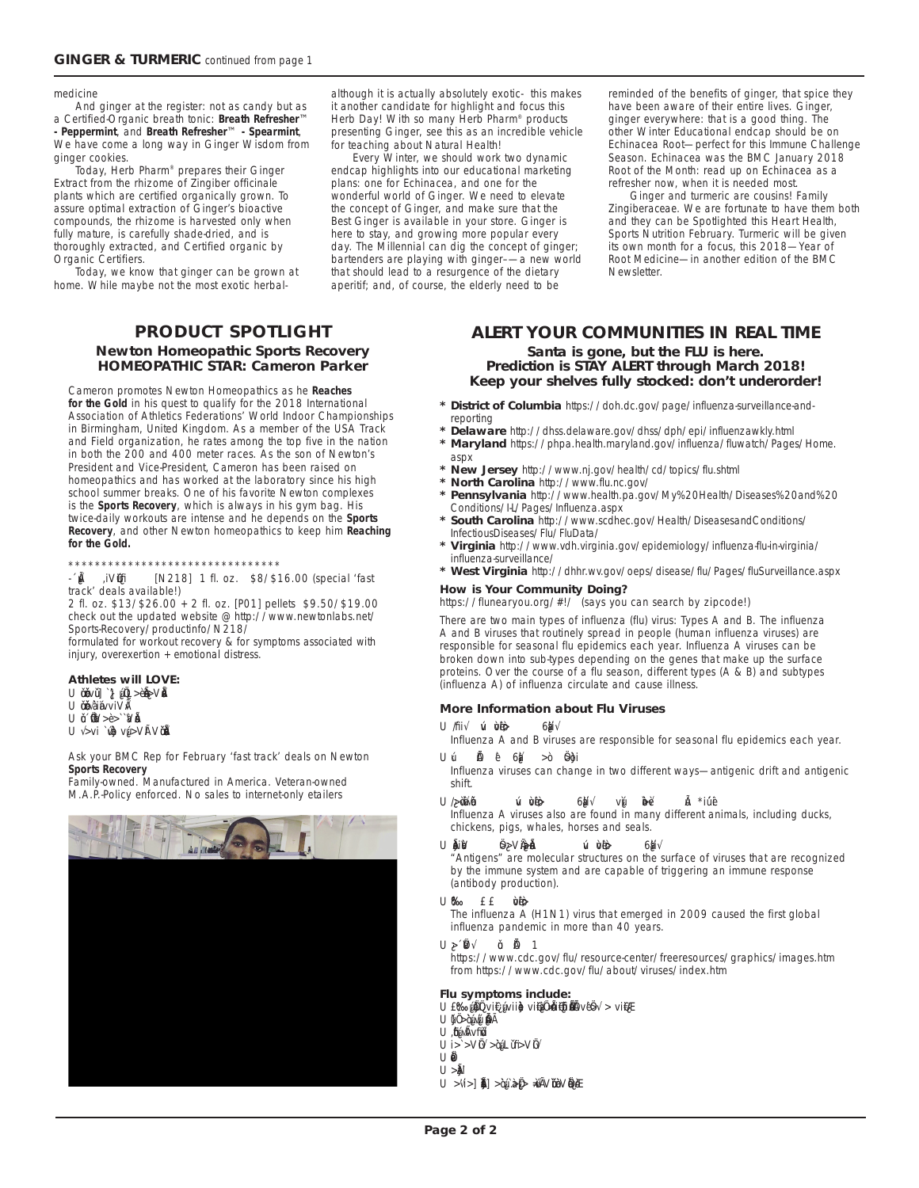## GINGER & TURMERIC *continued from page 1*

medicine

And ginger at the register: not as candy but as a Certified-Organic breath tonic: **Breath Refresher™ - Peppermint**, and **Breath Refresher™ - Spearmint**. We have come a long way in Ginger Wisdom from ginger cookies.

Today, Herb Pharm® prepares their Ginger Extract from the rhizome of Zingiber officinale plants which are certified organically grown. To assure optimal extraction of Ginger's bioactive compounds, the rhizome is harvested only when fully mature, is carefully shade-dried, and is thoroughly extracted, and Certified organic by Organic Certifiers.

Today, we know that ginger can be grown at home. While maybe not the most exotic herbal- although it is actually absolutely exotic- this makes it another candidate for highlight and focus this Herb Day! With so many Herb Pharm® products presenting Ginger, see this as an incredible vehicle for teaching about Natural Health!

Every Winter, we should work two dynamic endcap highlights into our educational marketing plans: one for Echinacea, and one for the wonderful world of Ginger. We need to elevate the concept of Ginger, and make sure that the Best Ginger is available in your store. Ginger is here to stay, and growing more popular every day. The Millennial can dig the concept of ginger; bartenders are playing with ginger––a new world that should lead to a resurgence of the dietary aperitif; and, of course, the elderly need to be reminded of the benefits of ginger, that spice they have been aware of their entire lives. Ginger, ginger everywhere: that is a good thing. The other Winter Educational endcap should be on Echinacea Root—perfect for this Immune Challenge Season. Echinacea was the BMC January 2018 Root of the Month: read up on Echinacea as a refresher now, when it is needed most.

Ginger and turmeric are cousins! Family Zingiberaceae. We are fortunate to have them both and they can be Spotlighted this Heart Health, Sports Nutrition February. Turmeric will be given its own month for a focus, this 2018—Year of Root Medicine—in another edition of the BMC Newsletter.

## PRODUCT SPOTLIGHT

### Newton Homeopathic Sports Recovery
### HOMEOPATHIC STAR: Cameron Parker

Cameron promotes Newton Homeopathics as he **Reaches for the Gold** in his quest to qualify for the 2018 International Association of Athletics Federations' World Indoor Championships in Birmingham, United Kingdom. As a member of the USA Track and Field organization, he rates among the top five in the nation in both the 200 and 400 meter races. As the son of Newton's President and Vice-President, Cameron has been raised on homeopathics and has worked at the laboratory since his high school summer breaks. One of his favorite Newton complexes is the **Sports Recovery**, which is always in his gym bag. His twice-daily workouts are intense and he depends on the **Sports Recovery**, and other Newton homeopathics to keep him **Reaching for the Gold.**

********************************

Sports Recovery [N218] 1 fl. oz. $8/$16.00 (special 'fast track' deals available!)
2 fl. oz. $13/$26.00 + 2 fl. oz. [P01] pellets $9.50/$19.00
check out the updated website @ http://www.newtonlabs.net/Sports-Recovery/productinfo/N218/
formulated for workout recovery & for symptoms associated with injury, overexertion + emotional distress.

**Athletes will LOVE:**

- Soothing, fast-acting relief
- Non-drowsy formula
- No known side effects
- Safe for all ages

Ask your BMC Rep for February 'fast track' deals on Newton **Sports Recovery**
Family-owned. Manufactured in America. Veteran-owned
M.A.P.-Policy enforced. No sales to internet-only etailers

## ALERT YOUR COMMUNITIES IN REAL TIME

**Santa is gone, but the FLU is here.**
**Prediction is STAY ALERT through March 2018!**
**Keep your shelves fully stocked: don't underorder!**

- * **District of Columbia** https://doh.dc.gov/page/influenza-surveillance-and-reporting
- * **Delaware** http://dhss.delaware.gov/dhss/dph/epi/influenzawkly.html
- * **Maryland** https://phpa.health.maryland.gov/influenza/fluwatch/Pages/Home.aspx
- * **New Jersey** http://www.nj.gov/health/cd/topics/flu.shtml
- * **North Carolina** http://www.flu.nc.gov/
- * **Pennsylvania** http://www.health.pa.gov/My%20Health/Diseases%20and%20Conditions/I-L/Pages/Influenza.aspx
- * **South Carolina** http://www.scdhec.gov/Health/DiseasesandConditions/InfectiousDiseases/Flu/FluData/
- * **Virginia** http://www.vdh.virginia.gov/epidemiology/influenza-flu-in-virginia/influenza-surveillance/
- * **West Virginia** http://dhhr.wv.gov/oeps/disease/flu/Pages/fluSurveillance.aspx

**How is Your Community Doing?**
https://flunearyou.org/#!/ (says you can search by zipcode!)

There are two main types of influenza (flu) virus: Types A and B. The influenza A and B viruses that routinely spread in people (human influenza viruses) are responsible for seasonal flu epidemics each year. Influenza A viruses can be broken down into sub-types depending on the genes that make up the surface proteins. Over the course of a flu season, different types (A & B) and subtypes (influenza A) of influenza circulate and cause illness.

**More Information about Flu Viruses**

- Types of Influenza Viruses
  Influenza A and B viruses are responsible for seasonal flu epidemics each year.
- How the Flu Virus Can Change
  Influenza viruses can change in two different ways—antigenic drift and antigenic shift.
- Transmission of Influenza Viruses from Animals to People
  Influenza A viruses also are found in many different animals, including ducks, chickens, pigs, whales, horses and seals.
- Antigenic Characterization of Influenza Viruses
  "Antigens" are molecular structures on the surface of viruses that are recognized by the immune system and are capable of triggering an immune response (antibody production).
- 2009 H1N1 Influenza
  The influenza A (H1N1) virus that emerged in 2009 caused the first global influenza pandemic in more than 40 years.
- Images of Influenza Viruses
  https://www.cdc.gov/flu/resource-center/freeresources/graphics/images.htm from https://www.cdc.gov/flu/about/viruses/index.htm

**Flu symptoms include:**

- Fever* or feeling feverish/chills
- Cough
- Sore throat
- Runny or stuffy nose
- Muscle or body aches
- Headaches
- Fatigue (tiredness)
- Some people may have vomiting and diarrhea